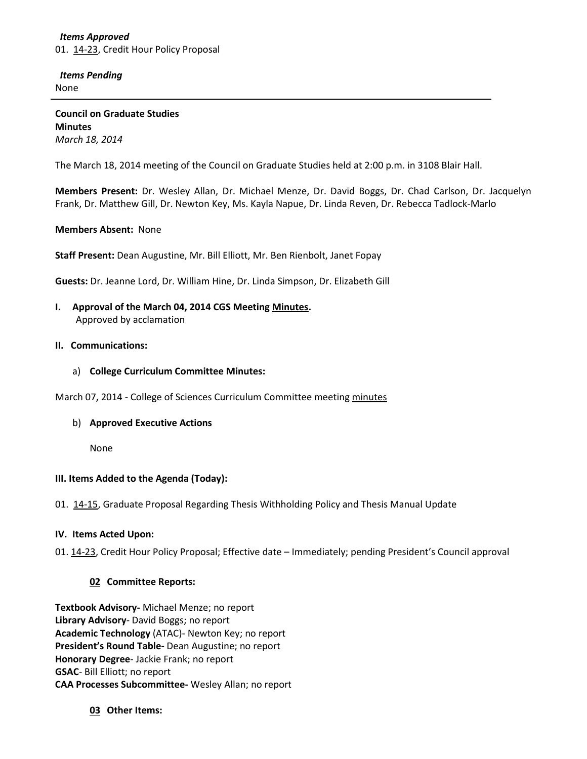***Items Approved***

01. 14-23, Credit Hour Policy Proposal

***Items Pending***

None

---

**Council on Graduate Studies**
**Minutes**
*March 18, 2014*

The March 18, 2014 meeting of the Council on Graduate Studies held at 2:00 p.m. in 3108 Blair Hall.

**Members Present:** Dr. Wesley Allan, Dr. Michael Menze, Dr. David Boggs, Dr. Chad Carlson, Dr. Jacquelyn Frank, Dr. Matthew Gill, Dr. Newton Key, Ms. Kayla Napue, Dr. Linda Reven, Dr. Rebecca Tadlock-Marlo

**Members Absent:** None

**Staff Present:** Dean Augustine, Mr. Bill Elliott, Mr. Ben Rienbolt, Janet Fopay

**Guests:** Dr. Jeanne Lord, Dr. William Hine, Dr. Linda Simpson, Dr. Elizabeth Gill

**I. Approval of the March 04, 2014 CGS Meeting Minutes.**
Approved by acclamation

**II. Communications:**

a) **College Curriculum Committee Minutes:**

March 07, 2014 - College of Sciences Curriculum Committee meeting minutes

b) **Approved Executive Actions**

None

**III. Items Added to the Agenda (Today):**

01. 14-15, Graduate Proposal Regarding Thesis Withholding Policy and Thesis Manual Update

**IV. Items Acted Upon:**

01. 14-23, Credit Hour Policy Proposal; Effective date – Immediately; pending President's Council approval

**02 Committee Reports:**

**Textbook Advisory-** Michael Menze; no report
**Library Advisory**- David Boggs; no report
**Academic Technology** (ATAC)- Newton Key; no report
**President's Round Table-** Dean Augustine; no report
**Honorary Degree**- Jackie Frank; no report
**GSAC**- Bill Elliott; no report
**CAA Processes Subcommittee-** Wesley Allan; no report

**03 Other Items:**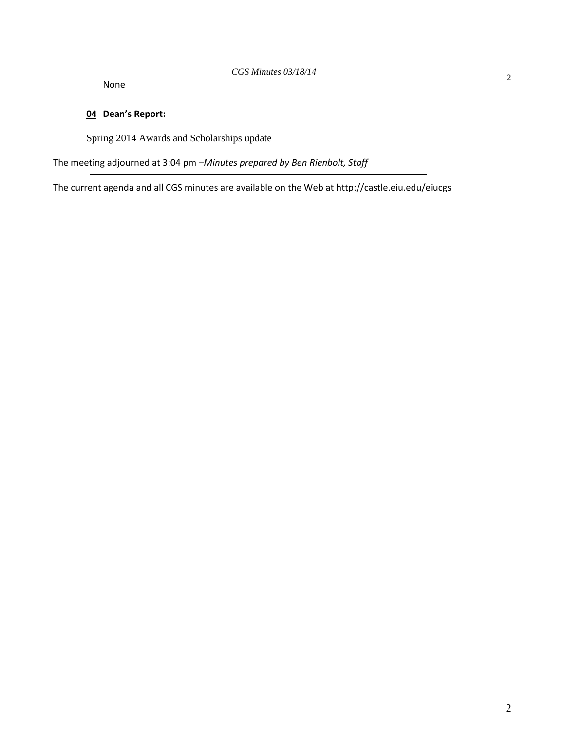None

**04 Dean's Report:**

Spring 2014 Awards and Scholarships update

The meeting adjourned at 3:04 pm –*Minutes prepared by Ben Rienbolt, Staff*

---

The current agenda and all CGS minutes are available on the Web at http://castle.eiu.edu/eiucgs